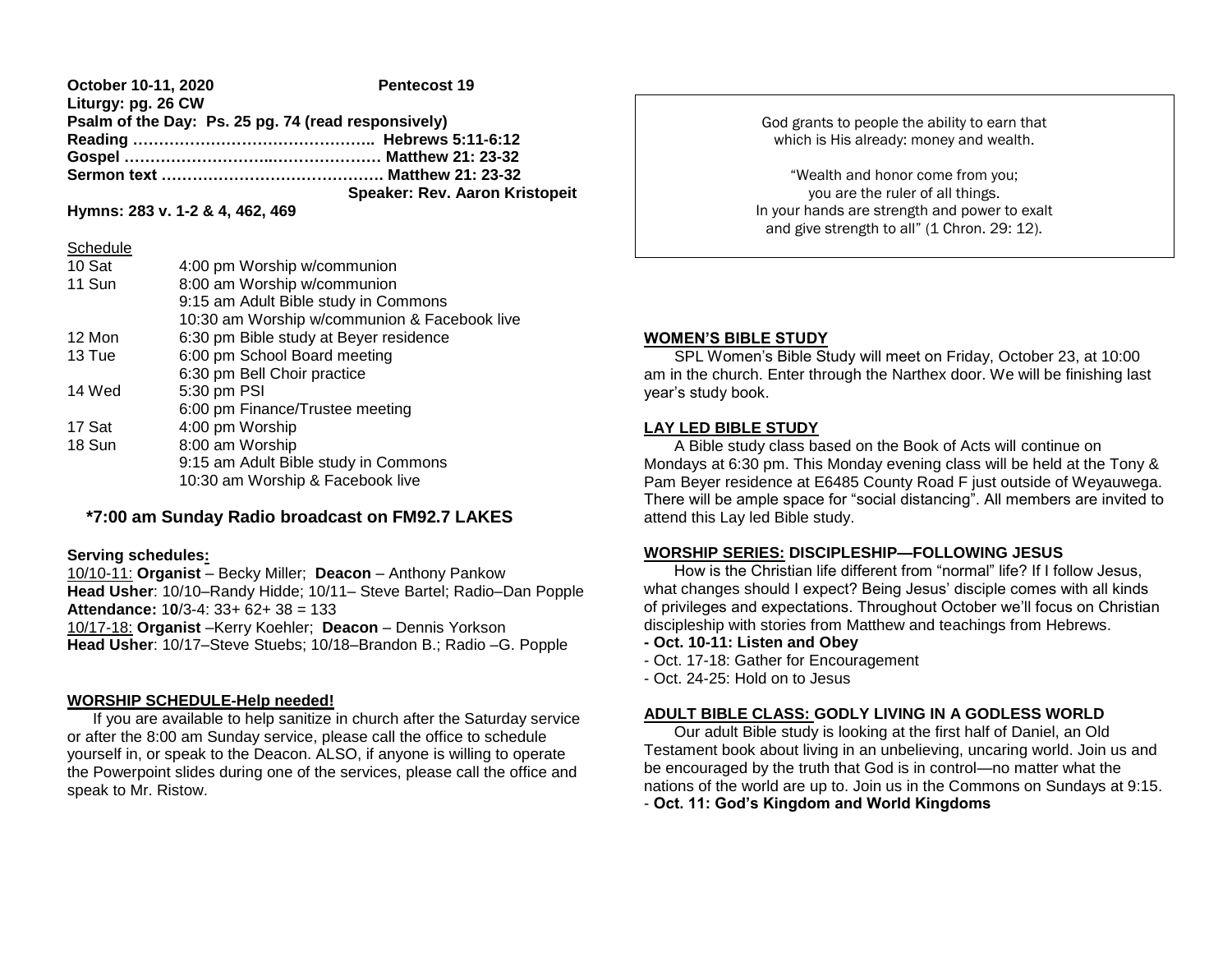**October 10-11, 2020 Pentecost 19**
**Liturgy: pg. 26 CW**
**Psalm of the Day: Ps. 25 pg. 74 (read responsively)**
**Reading ……………………………………….. Hebrews 5:11-6:12**
**Gospel ………………………..………………… Matthew 21: 23-32**
**Sermon text …………………………………… Matthew 21: 23-32**
**Speaker: Rev. Aaron Kristopeit**
**Hymns: 283 v. 1-2 & 4, 462, 469**

Schedule

| | |
|---|---|
| 10 Sat | 4:00 pm Worship w/communion |
| 11 Sun | 8:00 am Worship w/communion |
| | 9:15 am Adult Bible study in Commons |
| | 10:30 am Worship w/communion & Facebook live |
| 12 Mon | 6:30 pm Bible study at Beyer residence |
| 13 Tue | 6:00 pm School Board meeting |
| | 6:30 pm Bell Choir practice |
| 14 Wed | 5:30 pm PSI |
| | 6:00 pm Finance/Trustee meeting |
| 17 Sat | 4:00 pm Worship |
| 18 Sun | 8:00 am Worship |
| | 9:15 am Adult Bible study in Commons |
| | 10:30 am Worship & Facebook live |

**\*7:00 am Sunday Radio broadcast on FM92.7 LAKES**

**Serving schedules:**
10/10-11: **Organist** – Becky Miller; **Deacon** – Anthony Pankow
**Head Usher**: 10/10–Randy Hidde; 10/11– Steve Bartel; Radio–Dan Popple
**Attendance:** 10/3-4: 33+ 62+ 38 = 133
10/17-18: **Organist** –Kerry Koehler; **Deacon** – Dennis Yorkson
**Head Usher**: 10/17–Steve Stuebs; 10/18–Brandon B.; Radio –G. Popple

**WORSHIP SCHEDULE-Help needed!**

If you are available to help sanitize in church after the Saturday service or after the 8:00 am Sunday service, please call the office to schedule yourself in, or speak to the Deacon. ALSO, if anyone is willing to operate the Powerpoint slides during one of the services, please call the office and speak to Mr. Ristow.

God grants to people the ability to earn that which is His already: money and wealth.

"Wealth and honor come from you;
you are the ruler of all things.
In your hands are strength and power to exalt
and give strength to all" (1 Chron. 29: 12).

**WOMEN'S BIBLE STUDY**

SPL Women's Bible Study will meet on Friday, October 23, at 10:00 am in the church. Enter through the Narthex door. We will be finishing last year's study book.

**LAY LED BIBLE STUDY**

A Bible study class based on the Book of Acts will continue on Mondays at 6:30 pm. This Monday evening class will be held at the Tony & Pam Beyer residence at E6485 County Road F just outside of Weyauwega. There will be ample space for "social distancing". All members are invited to attend this Lay led Bible study.

**WORSHIP SERIES: DISCIPLESHIP—FOLLOWING JESUS**

How is the Christian life different from "normal" life? If I follow Jesus, what changes should I expect? Being Jesus' disciple comes with all kinds of privileges and expectations. Throughout October we'll focus on Christian discipleship with stories from Matthew and teachings from Hebrews.

- **Oct. 10-11: Listen and Obey**
- Oct. 17-18: Gather for Encouragement
- Oct. 24-25: Hold on to Jesus

**ADULT BIBLE CLASS: GODLY LIVING IN A GODLESS WORLD**

Our adult Bible study is looking at the first half of Daniel, an Old Testament book about living in an unbelieving, uncaring world. Join us and be encouraged by the truth that God is in control—no matter what the nations of the world are up to. Join us in the Commons on Sundays at 9:15.

- **Oct. 11: God's Kingdom and World Kingdoms**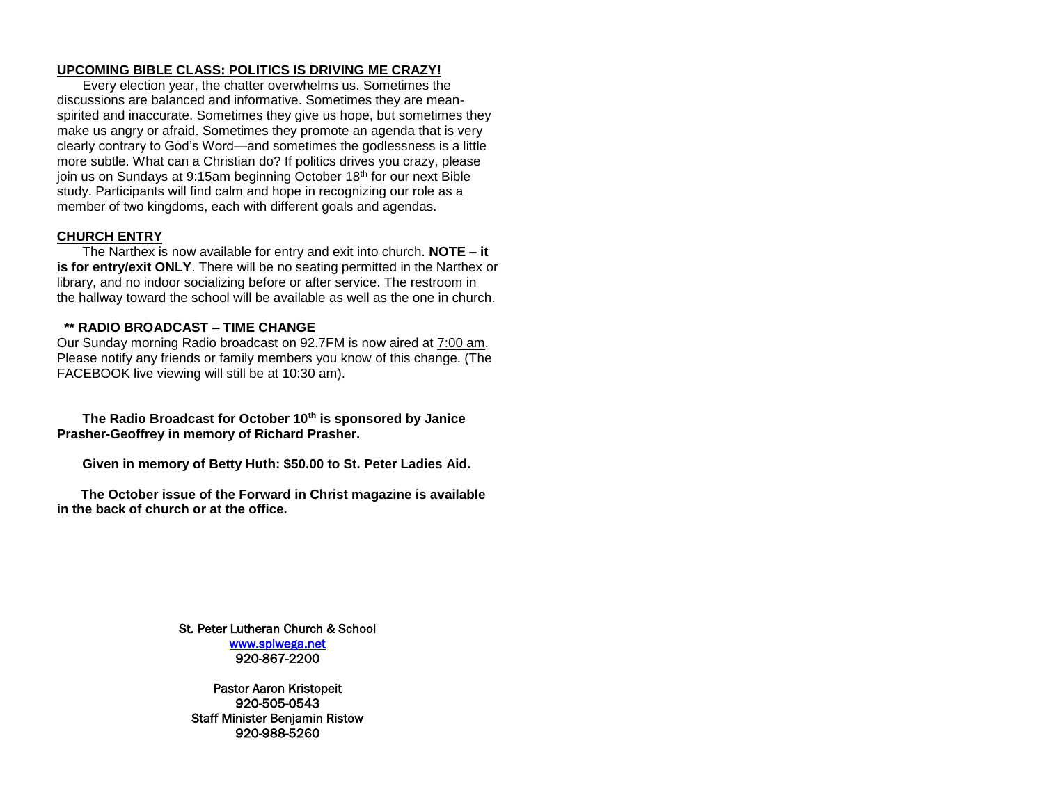**UPCOMING BIBLE CLASS: POLITICS IS DRIVING ME CRAZY!**

Every election year, the chatter overwhelms us. Sometimes the discussions are balanced and informative. Sometimes they are mean-spirited and inaccurate. Sometimes they give us hope, but sometimes they make us angry or afraid. Sometimes they promote an agenda that is very clearly contrary to God's Word—and sometimes the godlessness is a little more subtle. What can a Christian do? If politics drives you crazy, please join us on Sundays at 9:15am beginning October 18th for our next Bible study. Participants will find calm and hope in recognizing our role as a member of two kingdoms, each with different goals and agendas.

**CHURCH ENTRY**

The Narthex is now available for entry and exit into church. **NOTE – it is for entry/exit ONLY**. There will be no seating permitted in the Narthex or library, and no indoor socializing before or after service. The restroom in the hallway toward the school will be available as well as the one in church.

**\*\* RADIO BROADCAST – TIME CHANGE**

Our Sunday morning Radio broadcast on 92.7FM is now aired at 7:00 am. Please notify any friends or family members you know of this change. (The FACEBOOK live viewing will still be at 10:30 am).

**The Radio Broadcast for October 10th is sponsored by Janice Prasher-Geoffrey in memory of Richard Prasher.**

**Given in memory of Betty Huth: $50.00 to St. Peter Ladies Aid.**

**The October issue of the Forward in Christ magazine is available in the back of church or at the office.**

St. Peter Lutheran Church & School
www.splwega.net
920-867-2200

Pastor Aaron Kristopeit
920-505-0543
Staff Minister Benjamin Ristow
920-988-5260